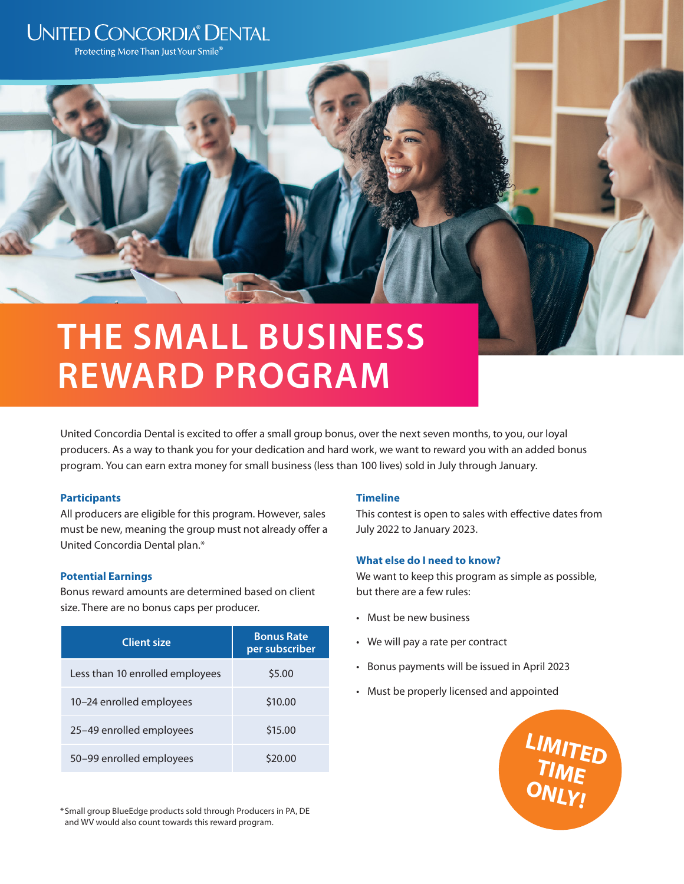UNITED CONCORDIA® DENTAL

Protecting More Than Just Your Smile®

# THE SMALL BUSINESS REWARD PROGRAM

United Concordia Dental is excited to offer a small group bonus, over the next seven months, to you, our loyal producers. As a way to thank you for your dedication and hard work, we want to reward you with an added bonus program. You can earn extra money for small business (less than 100 lives) sold in July through January.

### Participants

All producers are eligible for this program. However, sales must be new, meaning the group must not already offer a United Concordia Dental plan.*

### Potential Earnings

Bonus reward amounts are determined based on client size. There are no bonus caps per producer.

| Client size | Bonus Rate per subscriber |
| --- | --- |
| Less than 10 enrolled employees | $5.00 |
| 10–24 enrolled employees | $10.00 |
| 25–49 enrolled employees | $15.00 |
| 50–99 enrolled employees | $20.00 |

### Timeline

This contest is open to sales with effective dates from July 2022 to January 2023.

### What else do I need to know?

We want to keep this program as simple as possible, but there are a few rules:

- Must be new business
- We will pay a rate per contract
- Bonus payments will be issued in April 2023
- Must be properly licensed and appointed

LIMITED TIME ONLY!

*Small group BlueEdge products sold through Producers in PA, DE and WV would also count towards this reward program.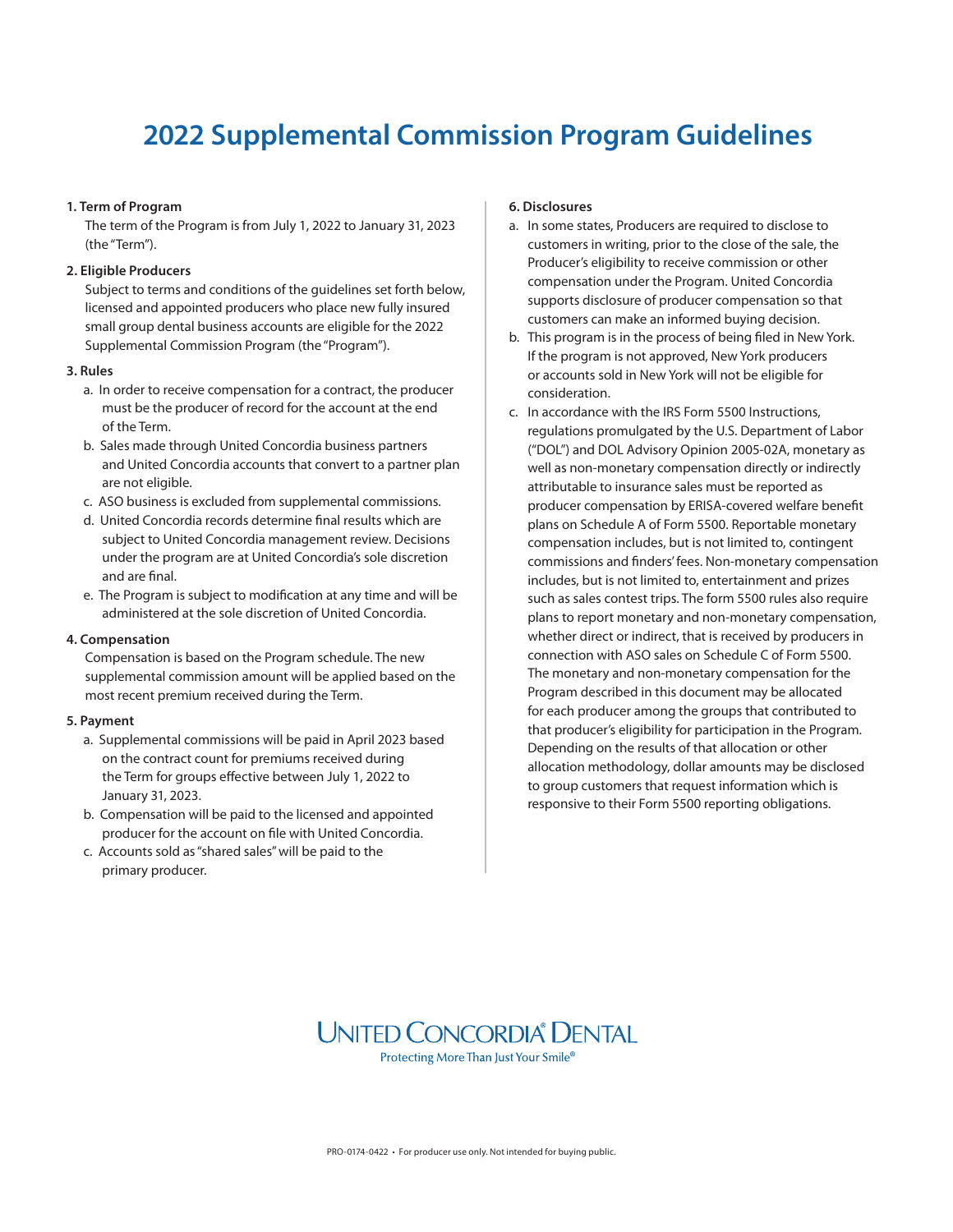# 2022 Supplemental Commission Program Guidelines

**1. Term of Program**

The term of the Program is from July 1, 2022 to January 31, 2023 (the "Term").

**2. Eligible Producers**

Subject to terms and conditions of the guidelines set forth below, licensed and appointed producers who place new fully insured small group dental business accounts are eligible for the 2022 Supplemental Commission Program (the "Program").

**3. Rules**

a. In order to receive compensation for a contract, the producer must be the producer of record for the account at the end of the Term.

b. Sales made through United Concordia business partners and United Concordia accounts that convert to a partner plan are not eligible.

c. ASO business is excluded from supplemental commissions.

d. United Concordia records determine final results which are subject to United Concordia management review. Decisions under the program are at United Concordia's sole discretion and are final.

e. The Program is subject to modification at any time and will be administered at the sole discretion of United Concordia.

**4. Compensation**

Compensation is based on the Program schedule. The new supplemental commission amount will be applied based on the most recent premium received during the Term.

**5. Payment**

a. Supplemental commissions will be paid in April 2023 based on the contract count for premiums received during the Term for groups effective between July 1, 2022 to January 31, 2023.

b. Compensation will be paid to the licensed and appointed producer for the account on file with United Concordia.

c. Accounts sold as "shared sales" will be paid to the primary producer.

**6. Disclosures**

a. In some states, Producers are required to disclose to customers in writing, prior to the close of the sale, the Producer's eligibility to receive commission or other compensation under the Program. United Concordia supports disclosure of producer compensation so that customers can make an informed buying decision.

b. This program is in the process of being filed in New York. If the program is not approved, New York producers or accounts sold in New York will not be eligible for consideration.

c. In accordance with the IRS Form 5500 Instructions, regulations promulgated by the U.S. Department of Labor ("DOL") and DOL Advisory Opinion 2005-02A, monetary as well as non-monetary compensation directly or indirectly attributable to insurance sales must be reported as producer compensation by ERISA-covered welfare benefit plans on Schedule A of Form 5500. Reportable monetary compensation includes, but is not limited to, contingent commissions and finders' fees. Non-monetary compensation includes, but is not limited to, entertainment and prizes such as sales contest trips. The form 5500 rules also require plans to report monetary and non-monetary compensation, whether direct or indirect, that is received by producers in connection with ASO sales on Schedule C of Form 5500. The monetary and non-monetary compensation for the Program described in this document may be allocated for each producer among the groups that contributed to that producer's eligibility for participation in the Program. Depending on the results of that allocation or other allocation methodology, dollar amounts may be disclosed to group customers that request information which is responsive to their Form 5500 reporting obligations.

UNITED CONCORDIA® DENTAL
Protecting More Than Just Your Smile®

PRO-0174-0422 • For producer use only. Not intended for buying public.